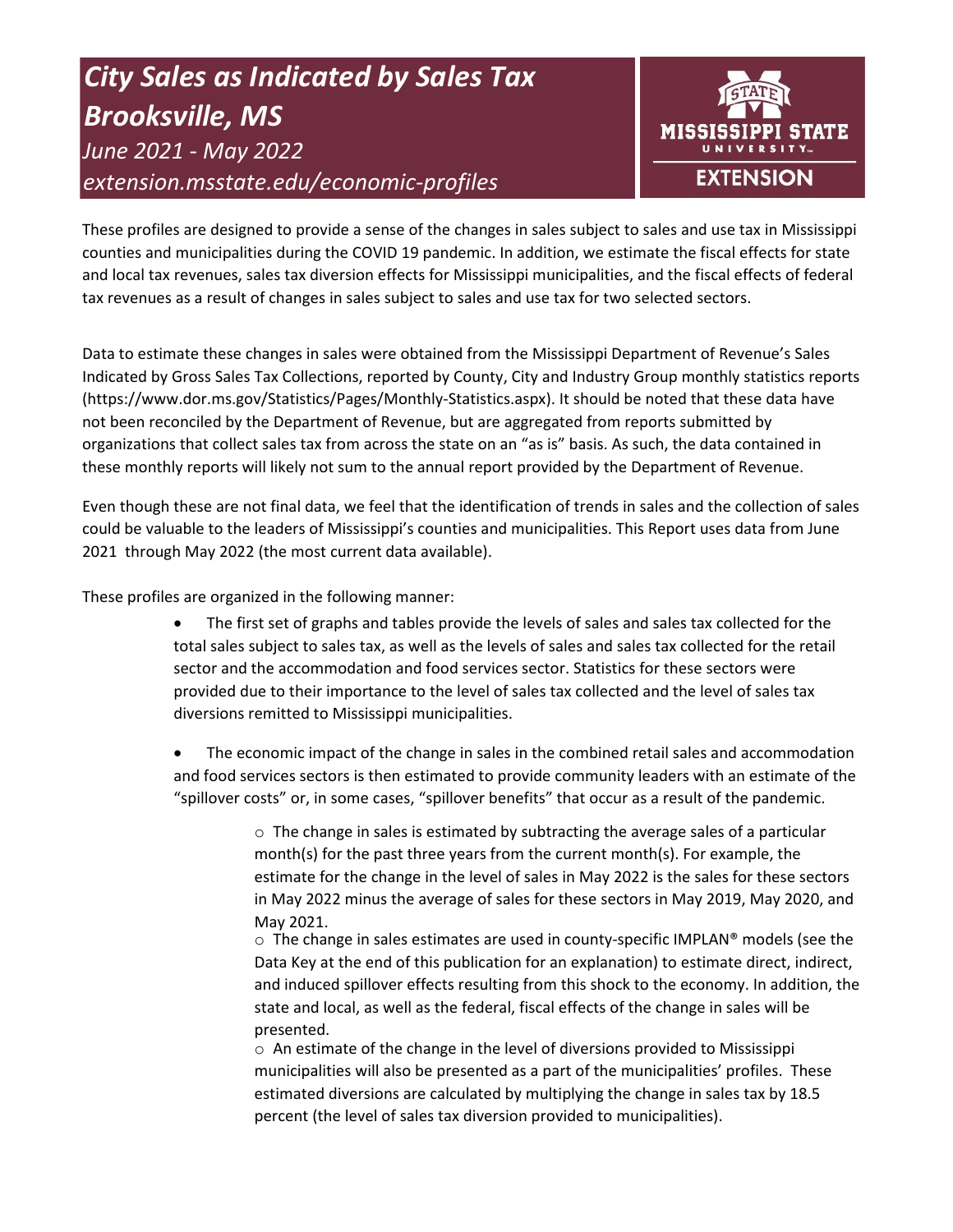# *City Sales as Indicated by Sales Tax Brooksville, MS*

*June 2021 - May 2022*

*extension.msstate.edu/economic-profiles*

MISSISSIPPI STATE UNIVERSITY EXTENSION

These profiles are designed to provide a sense of the changes in sales subject to sales and use tax in Mississippi counties and municipalities during the COVID 19 pandemic. In addition, we estimate the fiscal effects for state and local tax revenues, sales tax diversion effects for Mississippi municipalities, and the fiscal effects of federal tax revenues as a result of changes in sales subject to sales and use tax for two selected sectors.

Data to estimate these changes in sales were obtained from the Mississippi Department of Revenue's Sales Indicated by Gross Sales Tax Collections, reported by County, City and Industry Group monthly statistics reports (https://www.dor.ms.gov/Statistics/Pages/Monthly-Statistics.aspx). It should be noted that these data have not been reconciled by the Department of Revenue, but are aggregated from reports submitted by organizations that collect sales tax from across the state on an "as is" basis. As such, the data contained in these monthly reports will likely not sum to the annual report provided by the Department of Revenue.

Even though these are not final data, we feel that the identification of trends in sales and the collection of sales could be valuable to the leaders of Mississippi's counties and municipalities. This Report uses data from June 2021 through May 2022 (the most current data available).

These profiles are organized in the following manner:

- The first set of graphs and tables provide the levels of sales and sales tax collected for the total sales subject to sales tax, as well as the levels of sales and sales tax collected for the retail sector and the accommodation and food services sector. Statistics for these sectors were provided due to their importance to the level of sales tax collected and the level of sales tax diversions remitted to Mississippi municipalities.
- The economic impact of the change in sales in the combined retail sales and accommodation and food services sectors is then estimated to provide community leaders with an estimate of the "spillover costs" or, in some cases, "spillover benefits" that occur as a result of the pandemic.
    - The change in sales is estimated by subtracting the average sales of a particular month(s) for the past three years from the current month(s). For example, the estimate for the change in the level of sales in May 2022 is the sales for these sectors in May 2022 minus the average of sales for these sectors in May 2019, May 2020, and May 2021.
    - The change in sales estimates are used in county-specific IMPLAN® models (see the Data Key at the end of this publication for an explanation) to estimate direct, indirect, and induced spillover effects resulting from this shock to the economy. In addition, the state and local, as well as the federal, fiscal effects of the change in sales will be presented.
    - An estimate of the change in the level of diversions provided to Mississippi municipalities will also be presented as a part of the municipalities' profiles. These estimated diversions are calculated by multiplying the change in sales tax by 18.5 percent (the level of sales tax diversion provided to municipalities).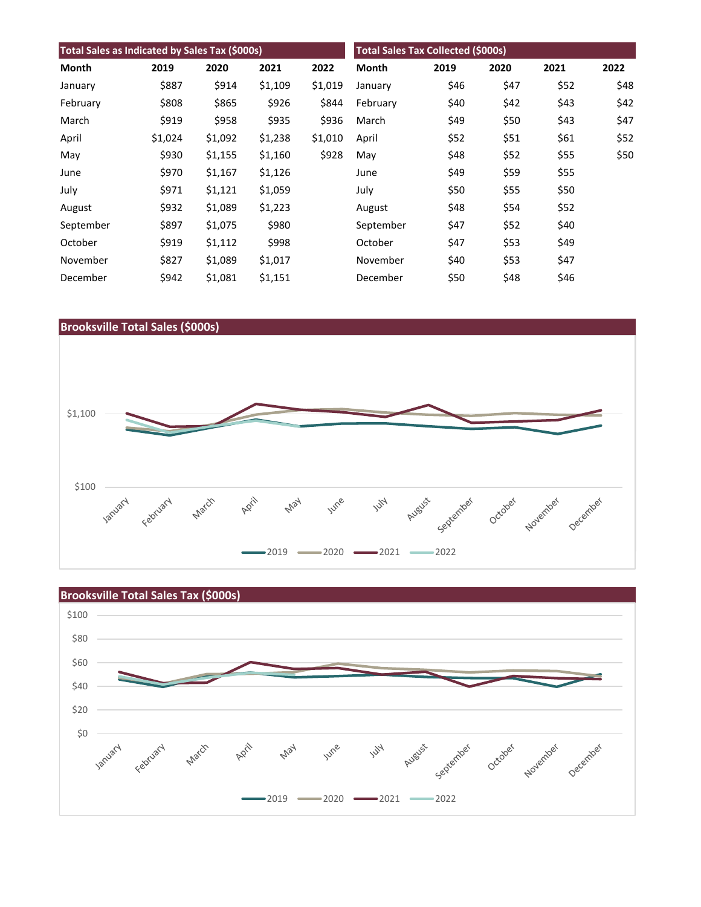## Total Sales as Indicated by Sales Tax ($000s)

| Month | 2019 | 2020 | 2021 | 2022 |
|---|---|---|---|---|
| January | $887 | $914 | $1,109 | $1,019 |
| February | $808 | $865 | $926 | $844 |
| March | $919 | $958 | $935 | $936 |
| April | $1,024 | $1,092 | $1,238 | $1,010 |
| May | $930 | $1,155 | $1,160 | $928 |
| June | $970 | $1,167 | $1,126 | |
| July | $971 | $1,121 | $1,059 | |
| August | $932 | $1,089 | $1,223 | |
| September | $897 | $1,075 | $980 | |
| October | $919 | $1,112 | $998 | |
| November | $827 | $1,089 | $1,017 | |
| December | $942 | $1,081 | $1,151 | |

## Total Sales Tax Collected ($000s)

| Month | 2019 | 2020 | 2021 | 2022 |
|---|---|---|---|---|
| January | $46 | $47 | $52 | $48 |
| February | $40 | $42 | $43 | $42 |
| March | $49 | $50 | $43 | $47 |
| April | $52 | $51 | $61 | $52 |
| May | $48 | $52 | $55 | $50 |
| June | $49 | $59 | $55 | |
| July | $50 | $55 | $50 | |
| August | $48 | $54 | $52 | |
| September | $47 | $52 | $40 | |
| October | $47 | $53 | $49 | |
| November | $40 | $53 | $47 | |
| December | $50 | $48 | $46 | |

## Brooksville Total Sales ($000s)

## Brooksville Total Sales Tax ($000s)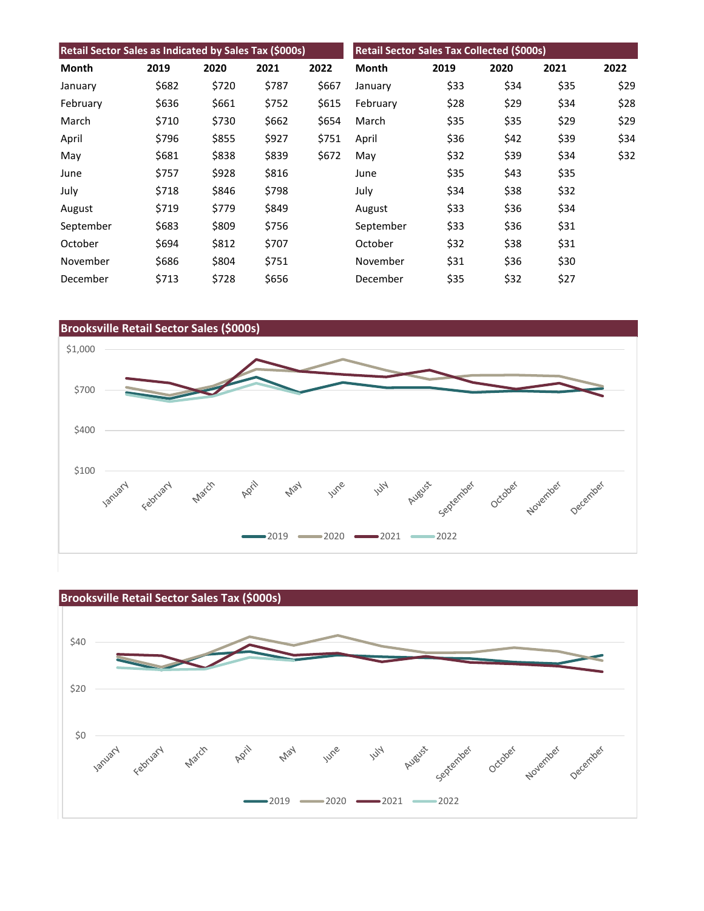## Retail Sector Sales as Indicated by Sales Tax ($000s)

| Month | 2019 | 2020 | 2021 | 2022 |
|---|---|---|---|---|
| January | $682 | $720 | $787 | $667 |
| February | $636 | $661 | $752 | $615 |
| March | $710 | $730 | $662 | $654 |
| April | $796 | $855 | $927 | $751 |
| May | $681 | $838 | $839 | $672 |
| June | $757 | $928 | $816 | |
| July | $718 | $846 | $798 | |
| August | $719 | $779 | $849 | |
| September | $683 | $809 | $756 | |
| October | $694 | $812 | $707 | |
| November | $686 | $804 | $751 | |
| December | $713 | $728 | $656 | |

## Retail Sector Sales Tax Collected ($000s)

| Month | 2019 | 2020 | 2021 | 2022 |
|---|---|---|---|---|
| January | $33 | $34 | $35 | $29 |
| February | $28 | $29 | $34 | $28 |
| March | $35 | $35 | $29 | $29 |
| April | $36 | $42 | $39 | $34 |
| May | $32 | $39 | $34 | $32 |
| June | $35 | $43 | $35 | |
| July | $34 | $38 | $32 | |
| August | $33 | $36 | $34 | |
| September | $33 | $36 | $31 | |
| October | $32 | $38 | $31 | |
| November | $31 | $36 | $30 | |
| December | $35 | $32 | $27 | |

## Brooksville Retail Sector Sales ($000s)

## Brooksville Retail Sector Sales Tax ($000s)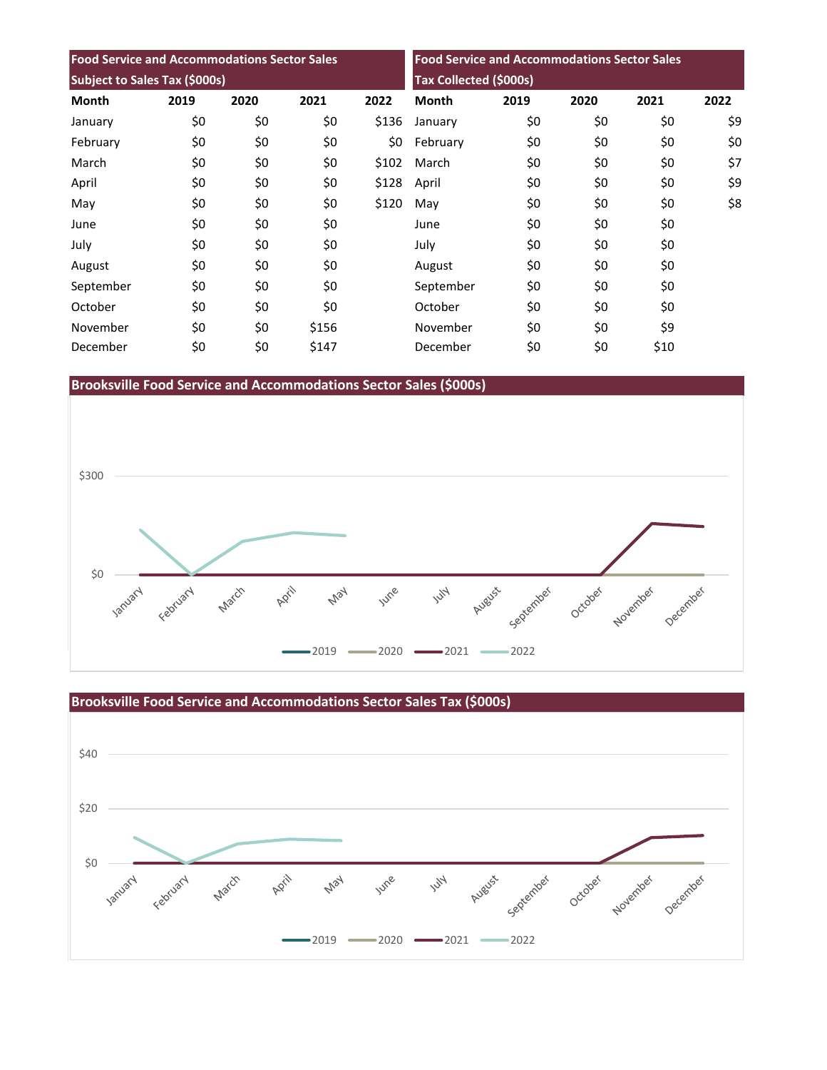| Food Service and Accommodations Sector Sales Subject to Sales Tax ($000s) | | | | |
|---|---|---|---|---|
| Month | 2019 | 2020 | 2021 | 2022 |
| January | $0 | $0 | $0 | $136 |
| February | $0 | $0 | $0 | $0 |
| March | $0 | $0 | $0 | $102 |
| April | $0 | $0 | $0 | $128 |
| May | $0 | $0 | $0 | $120 |
| June | $0 | $0 | $0 | |
| July | $0 | $0 | $0 | |
| August | $0 | $0 | $0 | |
| September | $0 | $0 | $0 | |
| October | $0 | $0 | $0 | |
| November | $0 | $0 | $156 | |
| December | $0 | $0 | $147 | |

| Food Service and Accommodations Sector Sales Tax Collected ($000s) | | | | |
|---|---|---|---|---|
| Month | 2019 | 2020 | 2021 | 2022 |
| January | $0 | $0 | $0 | $9 |
| February | $0 | $0 | $0 | $0 |
| March | $0 | $0 | $0 | $7 |
| April | $0 | $0 | $0 | $9 |
| May | $0 | $0 | $0 | $8 |
| June | $0 | $0 | $0 | |
| July | $0 | $0 | $0 | |
| August | $0 | $0 | $0 | |
| September | $0 | $0 | $0 | |
| October | $0 | $0 | $0 | |
| November | $0 | $0 | $9 | |
| December | $0 | $0 | $10 | |

## Brooksville Food Service and Accommodations Sector Sales ($000s)

## Brooksville Food Service and Accommodations Sector Sales Tax ($000s)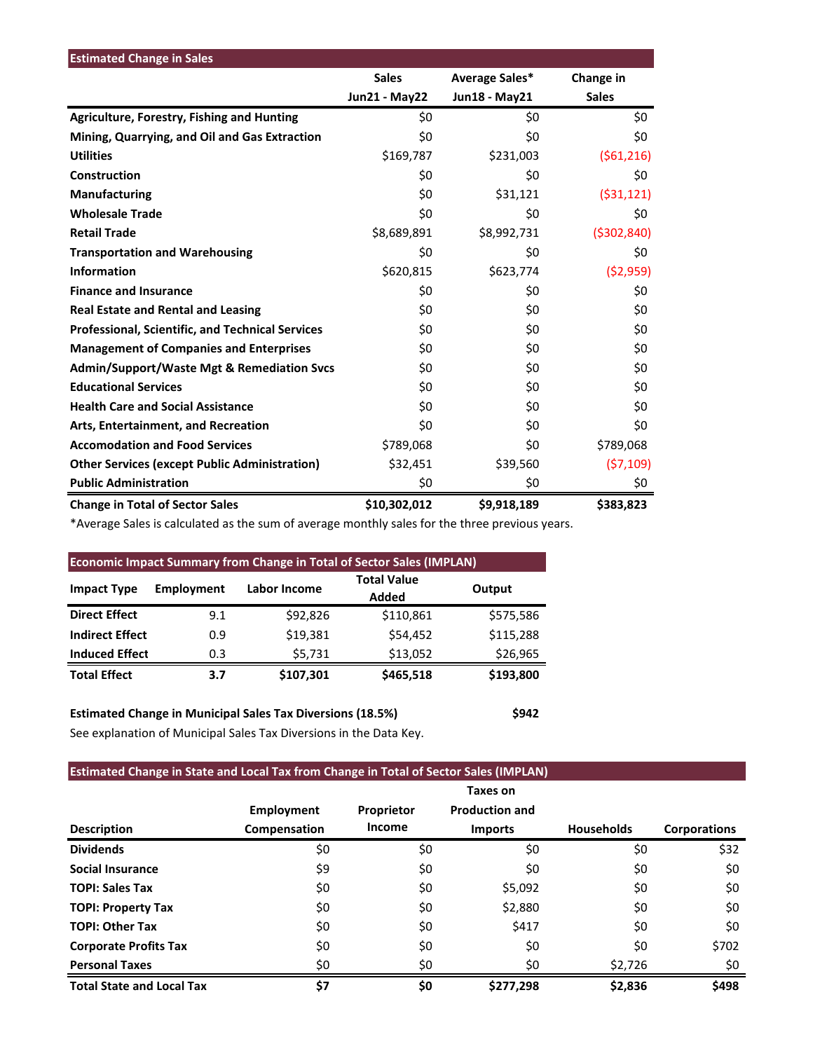## Estimated Change in Sales

| | Sales Jun21 - May22 | Average Sales* Jun18 - May21 | Change in Sales |
|---|---|---|---|
| **Agriculture, Forestry, Fishing and Hunting** | $0 | $0 | $0 |
| **Mining, Quarrying, and Oil and Gas Extraction** | $0 | $0 | $0 |
| **Utilities** | $169,787 | $231,003 | ($61,216) |
| **Construction** | $0 | $0 | $0 |
| **Manufacturing** | $0 | $31,121 | ($31,121) |
| **Wholesale Trade** | $0 | $0 | $0 |
| **Retail Trade** | $8,689,891 | $8,992,731 | ($302,840) |
| **Transportation and Warehousing** | $0 | $0 | $0 |
| **Information** | $620,815 | $623,774 | ($2,959) |
| **Finance and Insurance** | $0 | $0 | $0 |
| **Real Estate and Rental and Leasing** | $0 | $0 | $0 |
| **Professional, Scientific, and Technical Services** | $0 | $0 | $0 |
| **Management of Companies and Enterprises** | $0 | $0 | $0 |
| **Admin/Support/Waste Mgt & Remediation Svcs** | $0 | $0 | $0 |
| **Educational Services** | $0 | $0 | $0 |
| **Health Care and Social Assistance** | $0 | $0 | $0 |
| **Arts, Entertainment, and Recreation** | $0 | $0 | $0 |
| **Accomodation and Food Services** | $789,068 | $0 | $789,068 |
| **Other Services (except Public Administration)** | $32,451 | $39,560 | ($7,109) |
| **Public Administration** | $0 | $0 | $0 |
| **Change in Total of Sector Sales** | **$10,302,012** | **$9,918,189** | **$383,823** |

*Average Sales is calculated as the sum of average monthly sales for the three previous years.

## Economic Impact Summary from Change in Total of Sector Sales (IMPLAN)

| Impact Type | Employment | Labor Income | Total Value Added | Output |
|---|---|---|---|---|
| **Direct Effect** | 9.1 | $92,826 | $110,861 | $575,586 |
| **Indirect Effect** | 0.9 | $19,381 | $54,452 | $115,288 |
| **Induced Effect** | 0.3 | $5,731 | $13,052 | $26,965 |
| **Total Effect** | **3.7** | **$107,301** | **$465,518** | **$193,800** |

**Estimated Change in Municipal Sales Tax Diversions (18.5%)** **$942**

See explanation of Municipal Sales Tax Diversions in the Data Key.

## Estimated Change in State and Local Tax from Change in Total of Sector Sales (IMPLAN)

| Description | Employment Compensation | Proprietor Income | Taxes on Production and Imports | Households | Corporations |
|---|---|---|---|---|---|
| **Dividends** | $0 | $0 | $0 | $0 | $32 |
| **Social Insurance** | $9 | $0 | $0 | $0 | $0 |
| **TOPI: Sales Tax** | $0 | $0 | $5,092 | $0 | $0 |
| **TOPI: Property Tax** | $0 | $0 | $2,880 | $0 | $0 |
| **TOPI: Other Tax** | $0 | $0 | $417 | $0 | $0 |
| **Corporate Profits Tax** | $0 | $0 | $0 | $0 | $702 |
| **Personal Taxes** | $0 | $0 | $0 | $2,726 | $0 |
| **Total State and Local Tax** | **$7** | **$0** | **$277,298** | **$2,836** | **$498** |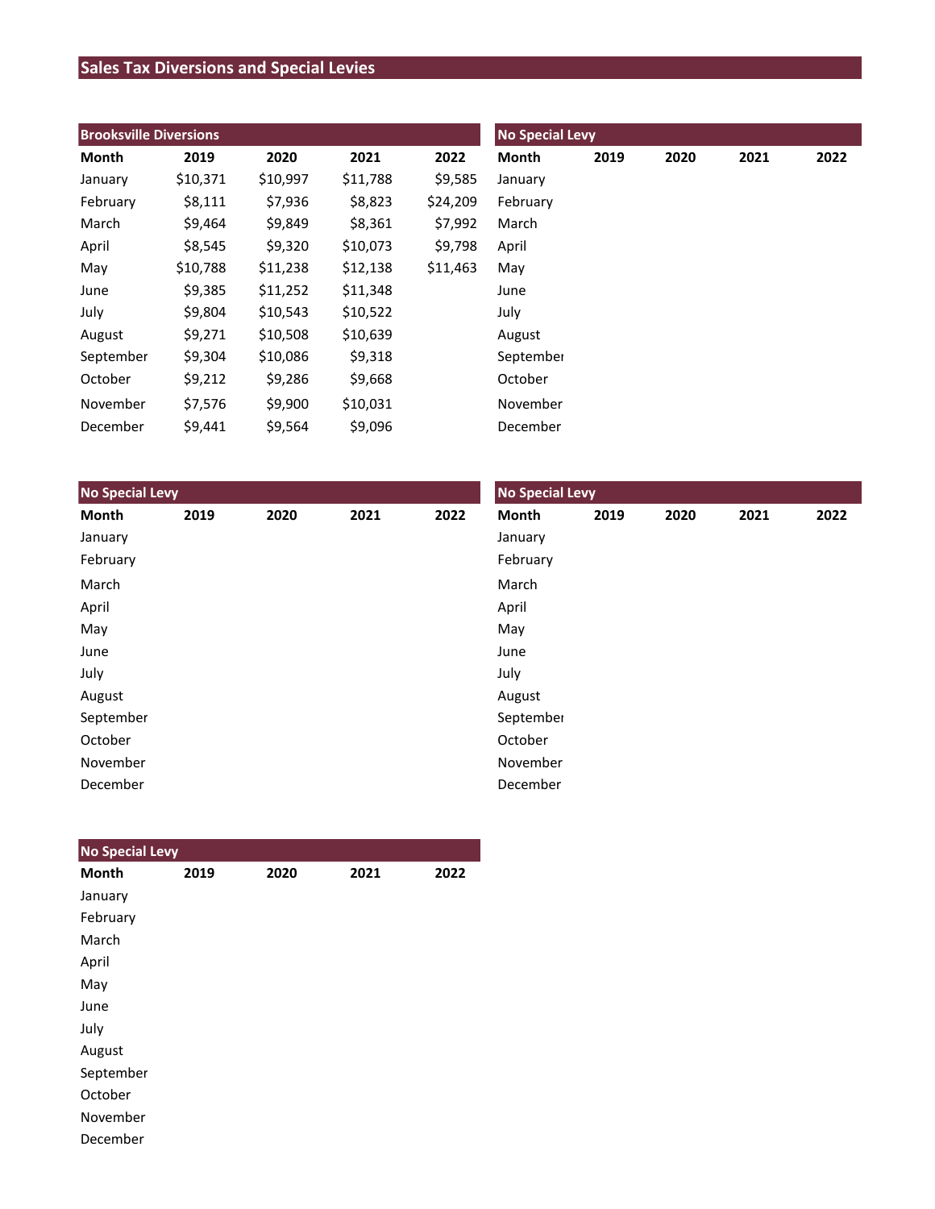# Sales Tax Diversions and Special Levies

## Brooksville Diversions

| Month | 2019 | 2020 | 2021 | 2022 |
|---|---|---|---|---|
| January | $10,371 | $10,997 | $11,788 | $9,585 |
| February | $8,111 | $7,936 | $8,823 | $24,209 |
| March | $9,464 | $9,849 | $8,361 | $7,992 |
| April | $8,545 | $9,320 | $10,073 | $9,798 |
| May | $10,788 | $11,238 | $12,138 | $11,463 |
| June | $9,385 | $11,252 | $11,348 | |
| July | $9,804 | $10,543 | $10,522 | |
| August | $9,271 | $10,508 | $10,639 | |
| September | $9,304 | $10,086 | $9,318 | |
| October | $9,212 | $9,286 | $9,668 | |
| November | $7,576 | $9,900 | $10,031 | |
| December | $9,441 | $9,564 | $9,096 | |

## No Special Levy

| Month | 2019 | 2020 | 2021 | 2022 |
|---|---|---|---|---|
| January | | | | |
| February | | | | |
| March | | | | |
| April | | | | |
| May | | | | |
| June | | | | |
| July | | | | |
| August | | | | |
| September | | | | |
| October | | | | |
| November | | | | |
| December | | | | |

## No Special Levy

| Month | 2019 | 2020 | 2021 | 2022 |
|---|---|---|---|---|
| January | | | | |
| February | | | | |
| March | | | | |
| April | | | | |
| May | | | | |
| June | | | | |
| July | | | | |
| August | | | | |
| September | | | | |
| October | | | | |
| November | | | | |
| December | | | | |

## No Special Levy

| Month | 2019 | 2020 | 2021 | 2022 |
|---|---|---|---|---|
| January | | | | |
| February | | | | |
| March | | | | |
| April | | | | |
| May | | | | |
| June | | | | |
| July | | | | |
| August | | | | |
| September | | | | |
| October | | | | |
| November | | | | |
| December | | | | |

## No Special Levy

| Month | 2019 | 2020 | 2021 | 2022 |
|---|---|---|---|---|
| January | | | | |
| February | | | | |
| March | | | | |
| April | | | | |
| May | | | | |
| June | | | | |
| July | | | | |
| August | | | | |
| September | | | | |
| October | | | | |
| November | | | | |
| December | | | | |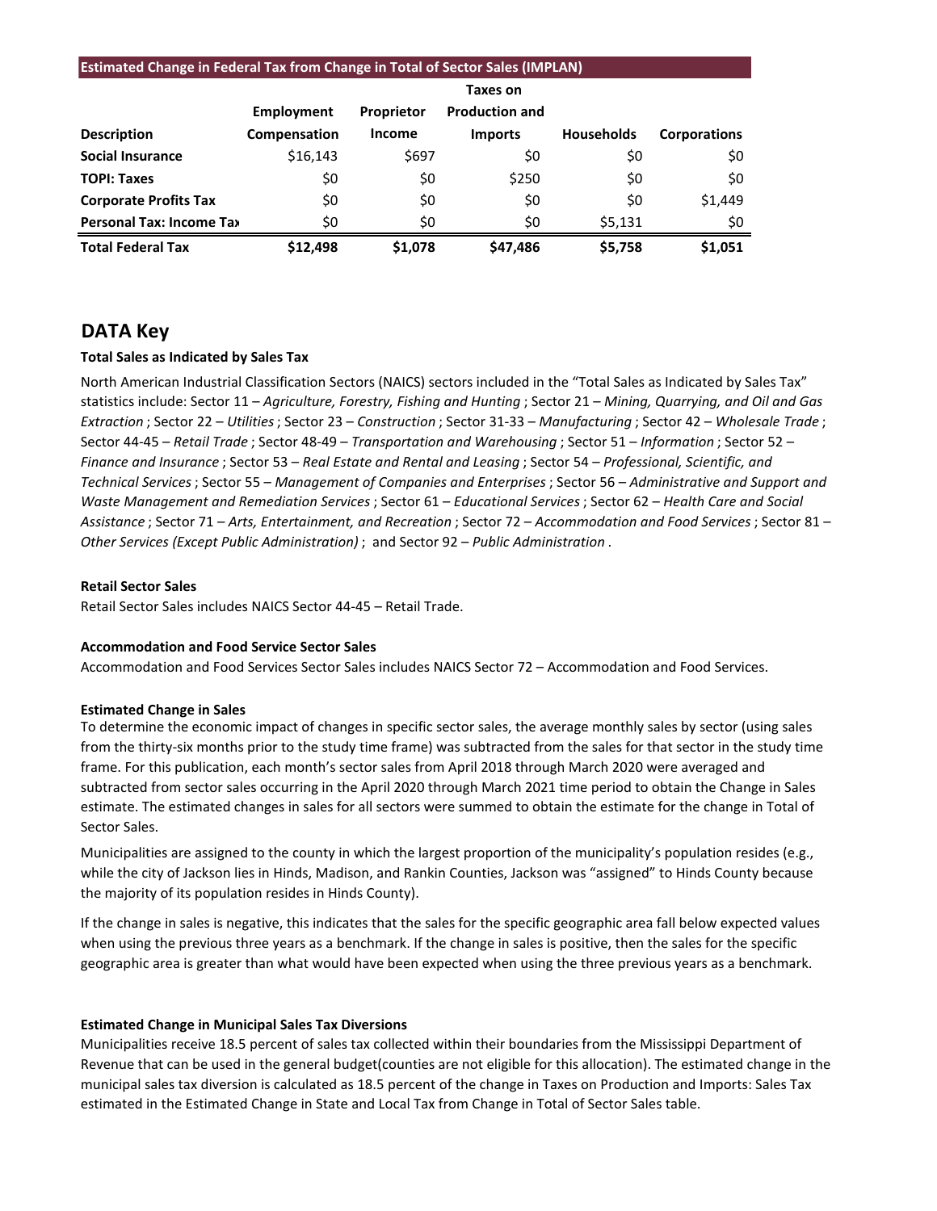| Estimated Change in Federal Tax from Change in Total of Sector Sales (IMPLAN) | | | | | |
|---|---|---|---|---|---|
| Description | Employment Compensation | Proprietor Income | Taxes on Production and Imports | Households | Corporations |
| **Social Insurance** | $16,143 | $697 | $0 | $0 | $0 |
| **TOPI: Taxes** | $0 | $0 | $250 | $0 | $0 |
| **Corporate Profits Tax** | $0 | $0 | $0 | $0 | $1,449 |
| **Personal Tax: Income Tax** | $0 | $0 | $0 | $5,131 | $0 |
| **Total Federal Tax** | **$12,498** | **$1,078** | **$47,486** | **$5,758** | **$1,051** |

## DATA Key

**Total Sales as Indicated by Sales Tax**

North American Industrial Classification Sectors (NAICS) sectors included in the "Total Sales as Indicated by Sales Tax" statistics include: Sector 11 – *Agriculture, Forestry, Fishing and Hunting* ; Sector 21 – *Mining, Quarrying, and Oil and Gas Extraction* ; Sector 22 – *Utilities* ; Sector 23 – *Construction* ; Sector 31-33 – *Manufacturing* ; Sector 42 – *Wholesale Trade* ; Sector 44-45 – *Retail Trade* ; Sector 48-49 – *Transportation and Warehousing* ; Sector 51 – *Information* ; Sector 52 – *Finance and Insurance* ; Sector 53 – *Real Estate and Rental and Leasing* ; Sector 54 – *Professional, Scientific, and Technical Services* ; Sector 55 – *Management of Companies and Enterprises* ; Sector 56 – *Administrative and Support and Waste Management and Remediation Services* ; Sector 61 – *Educational Services* ; Sector 62 – *Health Care and Social Assistance* ; Sector 71 – *Arts, Entertainment, and Recreation* ; Sector 72 – *Accommodation and Food Services* ; Sector 81 – *Other Services (Except Public Administration)* ; and Sector 92 – *Public Administration* .

**Retail Sector Sales**

Retail Sector Sales includes NAICS Sector 44-45 – Retail Trade.

**Accommodation and Food Service Sector Sales**

Accommodation and Food Services Sector Sales includes NAICS Sector 72 – Accommodation and Food Services.

**Estimated Change in Sales**

To determine the economic impact of changes in specific sector sales, the average monthly sales by sector (using sales from the thirty-six months prior to the study time frame) was subtracted from the sales for that sector in the study time frame. For this publication, each month's sector sales from April 2018 through March 2020 were averaged and subtracted from sector sales occurring in the April 2020 through March 2021 time period to obtain the Change in Sales estimate. The estimated changes in sales for all sectors were summed to obtain the estimate for the change in Total of Sector Sales.

Municipalities are assigned to the county in which the largest proportion of the municipality's population resides (e.g., while the city of Jackson lies in Hinds, Madison, and Rankin Counties, Jackson was "assigned" to Hinds County because the majority of its population resides in Hinds County).

If the change in sales is negative, this indicates that the sales for the specific geographic area fall below expected values when using the previous three years as a benchmark. If the change in sales is positive, then the sales for the specific geographic area is greater than what would have been expected when using the three previous years as a benchmark.

**Estimated Change in Municipal Sales Tax Diversions**

Municipalities receive 18.5 percent of sales tax collected within their boundaries from the Mississippi Department of Revenue that can be used in the general budget(counties are not eligible for this allocation). The estimated change in the municipal sales tax diversion is calculated as 18.5 percent of the change in Taxes on Production and Imports: Sales Tax estimated in the Estimated Change in State and Local Tax from Change in Total of Sector Sales table.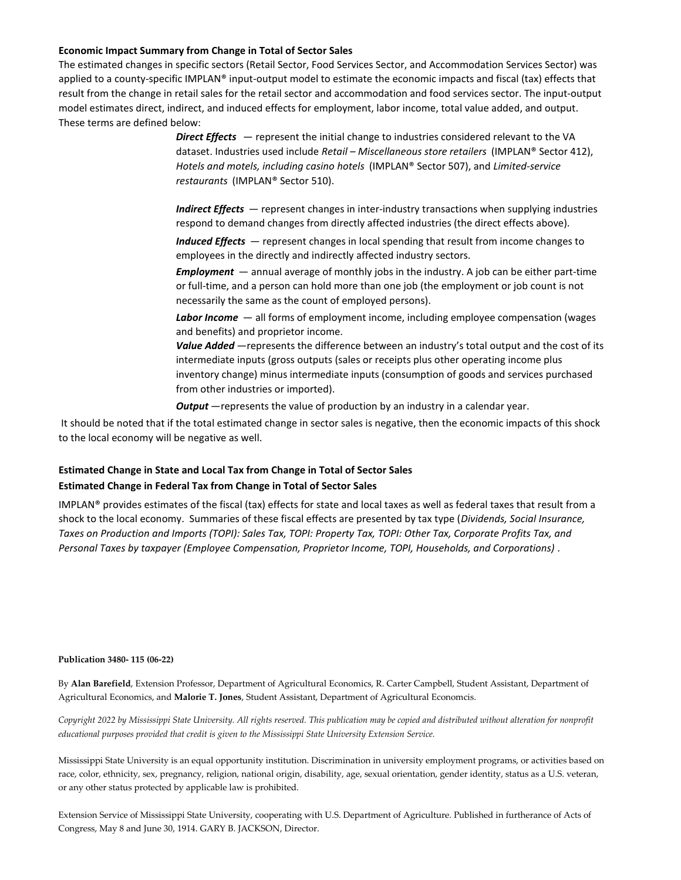**Economic Impact Summary from Change in Total of Sector Sales**

The estimated changes in specific sectors (Retail Sector, Food Services Sector, and Accommodation Services Sector) was applied to a county-specific IMPLAN® input-output model to estimate the economic impacts and fiscal (tax) effects that result from the change in retail sales for the retail sector and accommodation and food services sector. The input-output model estimates direct, indirect, and induced effects for employment, labor income, total value added, and output. These terms are defined below:

***Direct Effects*** — represent the initial change to industries considered relevant to the VA dataset. Industries used include *Retail – Miscellaneous store retailers* (IMPLAN® Sector 412), *Hotels and motels, including casino hotels* (IMPLAN® Sector 507), and *Limited-service restaurants* (IMPLAN® Sector 510).

***Indirect Effects*** — represent changes in inter-industry transactions when supplying industries respond to demand changes from directly affected industries (the direct effects above).

***Induced Effects*** — represent changes in local spending that result from income changes to employees in the directly and indirectly affected industry sectors.

***Employment*** — annual average of monthly jobs in the industry. A job can be either part-time or full-time, and a person can hold more than one job (the employment or job count is not necessarily the same as the count of employed persons).

***Labor Income*** — all forms of employment income, including employee compensation (wages and benefits) and proprietor income.

***Value Added*** —represents the difference between an industry's total output and the cost of its intermediate inputs (gross outputs (sales or receipts plus other operating income plus inventory change) minus intermediate inputs (consumption of goods and services purchased from other industries or imported).

***Output*** —represents the value of production by an industry in a calendar year.

It should be noted that if the total estimated change in sector sales is negative, then the economic impacts of this shock to the local economy will be negative as well.

**Estimated Change in State and Local Tax from Change in Total of Sector Sales**

**Estimated Change in Federal Tax from Change in Total of Sector Sales**

IMPLAN® provides estimates of the fiscal (tax) effects for state and local taxes as well as federal taxes that result from a shock to the local economy. Summaries of these fiscal effects are presented by tax type (*Dividends, Social Insurance, Taxes on Production and Imports (TOPI): Sales Tax, TOPI: Property Tax, TOPI: Other Tax, Corporate Profits Tax, and Personal Taxes by taxpayer (Employee Compensation, Proprietor Income, TOPI, Households, and Corporations)* .

**Publication 3480- 115 (06-22)**

By **Alan Barefield**, Extension Professor, Department of Agricultural Economics, R. Carter Campbell, Student Assistant, Department of Agricultural Economics, and **Malorie T. Jones**, Student Assistant, Department of Agricultural Economcis.

*Copyright 2022 by Mississippi State University. All rights reserved. This publication may be copied and distributed without alteration for nonprofit educational purposes provided that credit is given to the Mississippi State University Extension Service.*

Mississippi State University is an equal opportunity institution. Discrimination in university employment programs, or activities based on race, color, ethnicity, sex, pregnancy, religion, national origin, disability, age, sexual orientation, gender identity, status as a U.S. veteran, or any other status protected by applicable law is prohibited.

Extension Service of Mississippi State University, cooperating with U.S. Department of Agriculture. Published in furtherance of Acts of Congress, May 8 and June 30, 1914. GARY B. JACKSON, Director.